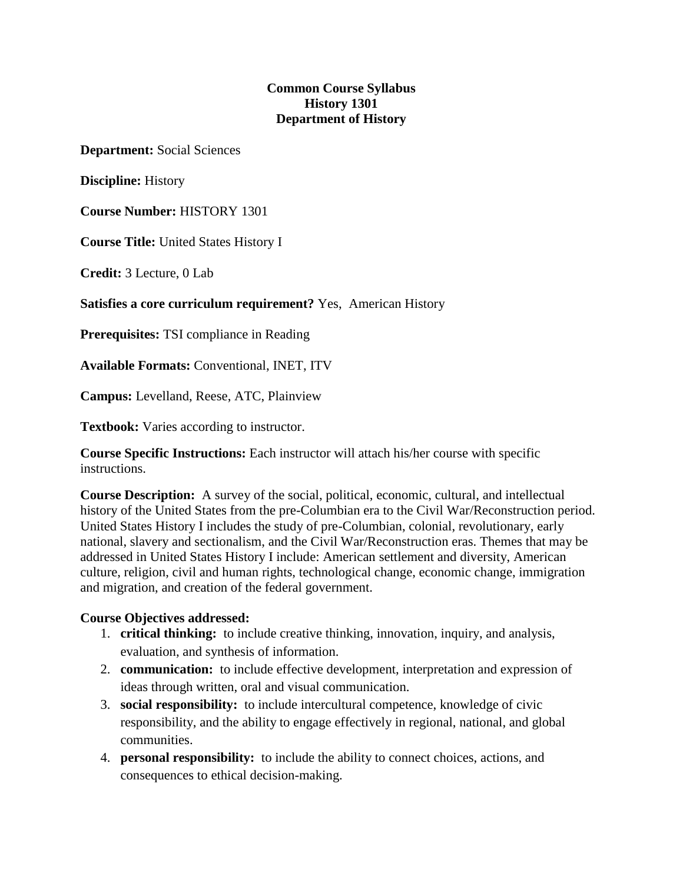**Common Course Syllabus**
**History 1301**
**Department of History**

**Department:** Social Sciences

**Discipline:** History

**Course Number:** HISTORY 1301

**Course Title:** United States History I

**Credit:** 3 Lecture, 0 Lab

**Satisfies a core curriculum requirement?** Yes, American History

**Prerequisites:** TSI compliance in Reading

**Available Formats:** Conventional, INET, ITV

**Campus:** Levelland, Reese, ATC, Plainview

**Textbook:** Varies according to instructor.

**Course Specific Instructions:** Each instructor will attach his/her course with specific instructions.

**Course Description:** A survey of the social, political, economic, cultural, and intellectual history of the United States from the pre-Columbian era to the Civil War/Reconstruction period. United States History I includes the study of pre-Columbian, colonial, revolutionary, early national, slavery and sectionalism, and the Civil War/Reconstruction eras. Themes that may be addressed in United States History I include: American settlement and diversity, American culture, religion, civil and human rights, technological change, economic change, immigration and migration, and creation of the federal government.

**Course Objectives addressed:**

1. **critical thinking:** to include creative thinking, innovation, inquiry, and analysis, evaluation, and synthesis of information.
2. **communication:** to include effective development, interpretation and expression of ideas through written, oral and visual communication.
3. **social responsibility:** to include intercultural competence, knowledge of civic responsibility, and the ability to engage effectively in regional, national, and global communities.
4. **personal responsibility:** to include the ability to connect choices, actions, and consequences to ethical decision-making.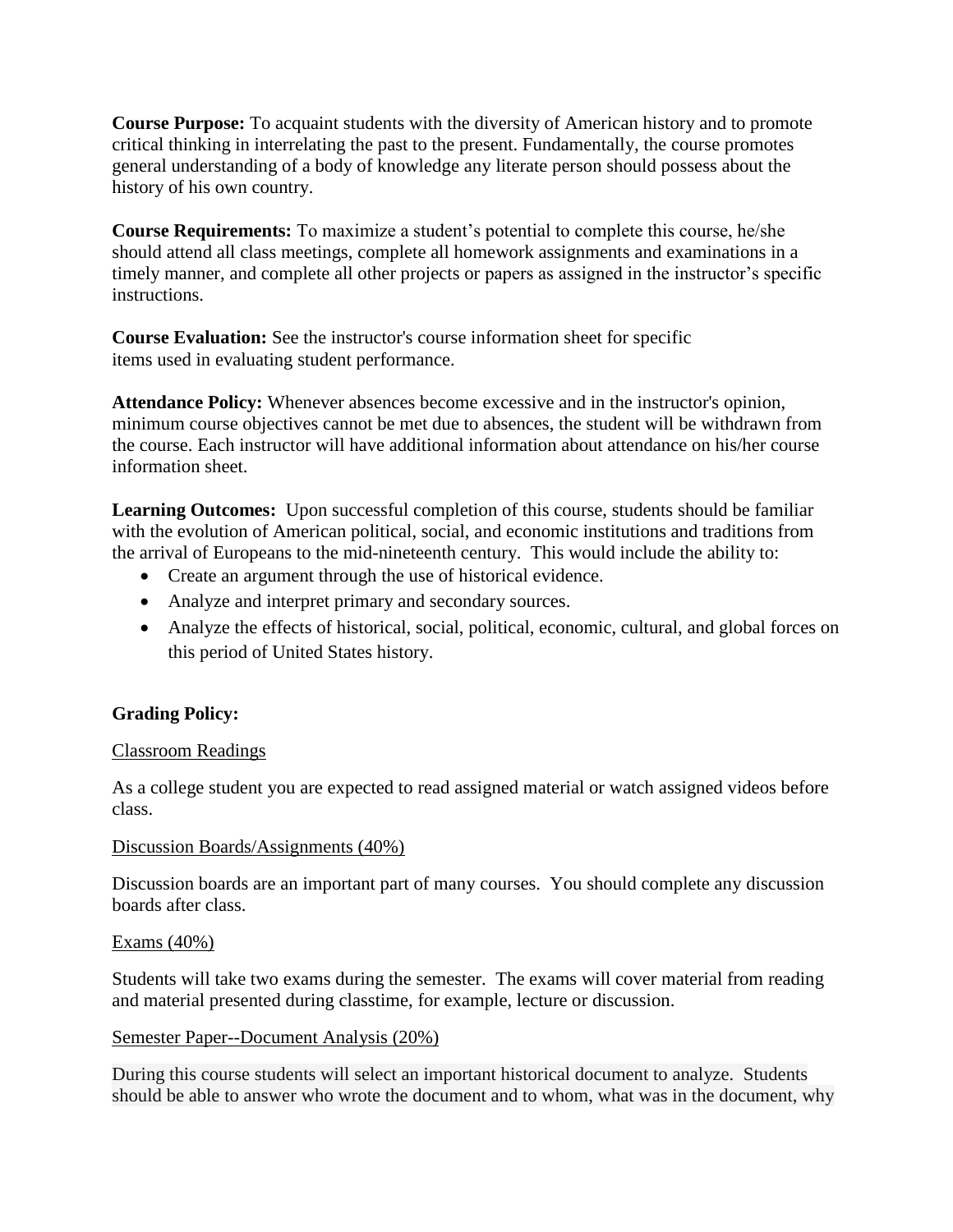**Course Purpose:** To acquaint students with the diversity of American history and to promote critical thinking in interrelating the past to the present. Fundamentally, the course promotes general understanding of a body of knowledge any literate person should possess about the history of his own country.

**Course Requirements:** To maximize a student's potential to complete this course, he/she should attend all class meetings, complete all homework assignments and examinations in a timely manner, and complete all other projects or papers as assigned in the instructor's specific instructions.

**Course Evaluation:** See the instructor's course information sheet for specific items used in evaluating student performance.

**Attendance Policy:** Whenever absences become excessive and in the instructor's opinion, minimum course objectives cannot be met due to absences, the student will be withdrawn from the course. Each instructor will have additional information about attendance on his/her course information sheet.

**Learning Outcomes:** Upon successful completion of this course, students should be familiar with the evolution of American political, social, and economic institutions and traditions from the arrival of Europeans to the mid-nineteenth century. This would include the ability to:

- Create an argument through the use of historical evidence.
- Analyze and interpret primary and secondary sources.
- Analyze the effects of historical, social, political, economic, cultural, and global forces on this period of United States history.

**Grading Policy:**

Classroom Readings

As a college student you are expected to read assigned material or watch assigned videos before class.

Discussion Boards/Assignments (40%)

Discussion boards are an important part of many courses. You should complete any discussion boards after class.

Exams (40%)

Students will take two exams during the semester. The exams will cover material from reading and material presented during classtime, for example, lecture or discussion.

Semester Paper--Document Analysis (20%)

During this course students will select an important historical document to analyze. Students should be able to answer who wrote the document and to whom, what was in the document, why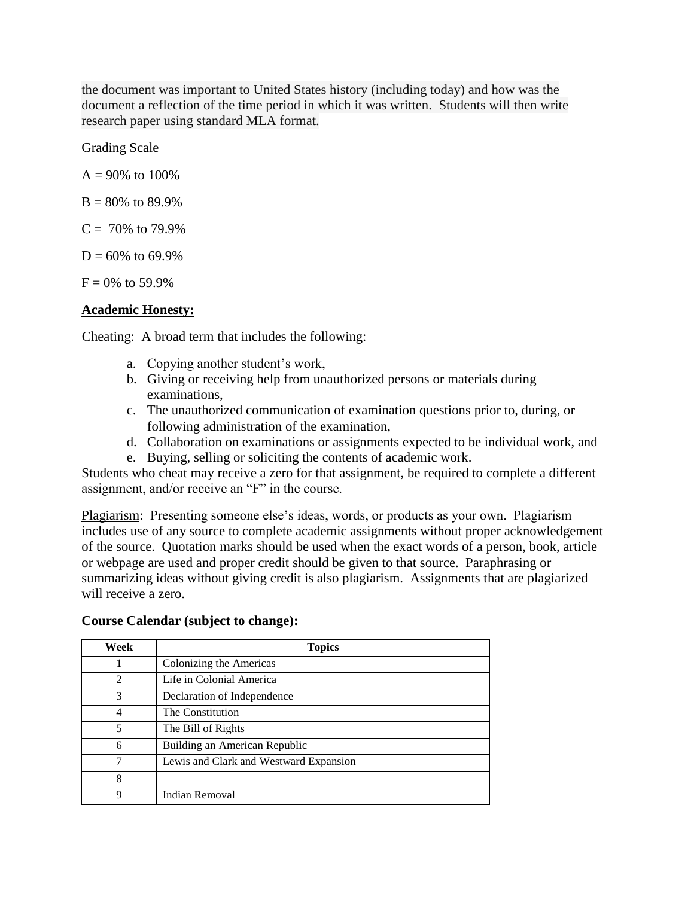the document was important to United States history (including today) and how was the document a reflection of the time period in which it was written. Students will then write research paper using standard MLA format.

Grading Scale

A = 90% to 100%

B = 80% to 89.9%

C = 70% to 79.9%

D = 60% to 69.9%

F = 0% to 59.9%

**Academic Honesty:**

Cheating: A broad term that includes the following:

a. Copying another student's work,
b. Giving or receiving help from unauthorized persons or materials during examinations,
c. The unauthorized communication of examination questions prior to, during, or following administration of the examination,
d. Collaboration on examinations or assignments expected to be individual work, and
e. Buying, selling or soliciting the contents of academic work.

Students who cheat may receive a zero for that assignment, be required to complete a different assignment, and/or receive an "F" in the course.

Plagiarism: Presenting someone else's ideas, words, or products as your own. Plagiarism includes use of any source to complete academic assignments without proper acknowledgement of the source. Quotation marks should be used when the exact words of a person, book, article or webpage are used and proper credit should be given to that source. Paraphrasing or summarizing ideas without giving credit is also plagiarism. Assignments that are plagiarized will receive a zero.

**Course Calendar (subject to change):**

| Week | Topics |
|---|---|
| 1 | Colonizing the Americas |
| 2 | Life in Colonial America |
| 3 | Declaration of Independence |
| 4 | The Constitution |
| 5 | The Bill of Rights |
| 6 | Building an American Republic |
| 7 | Lewis and Clark and Westward Expansion |
| 8 | |
| 9 | Indian Removal |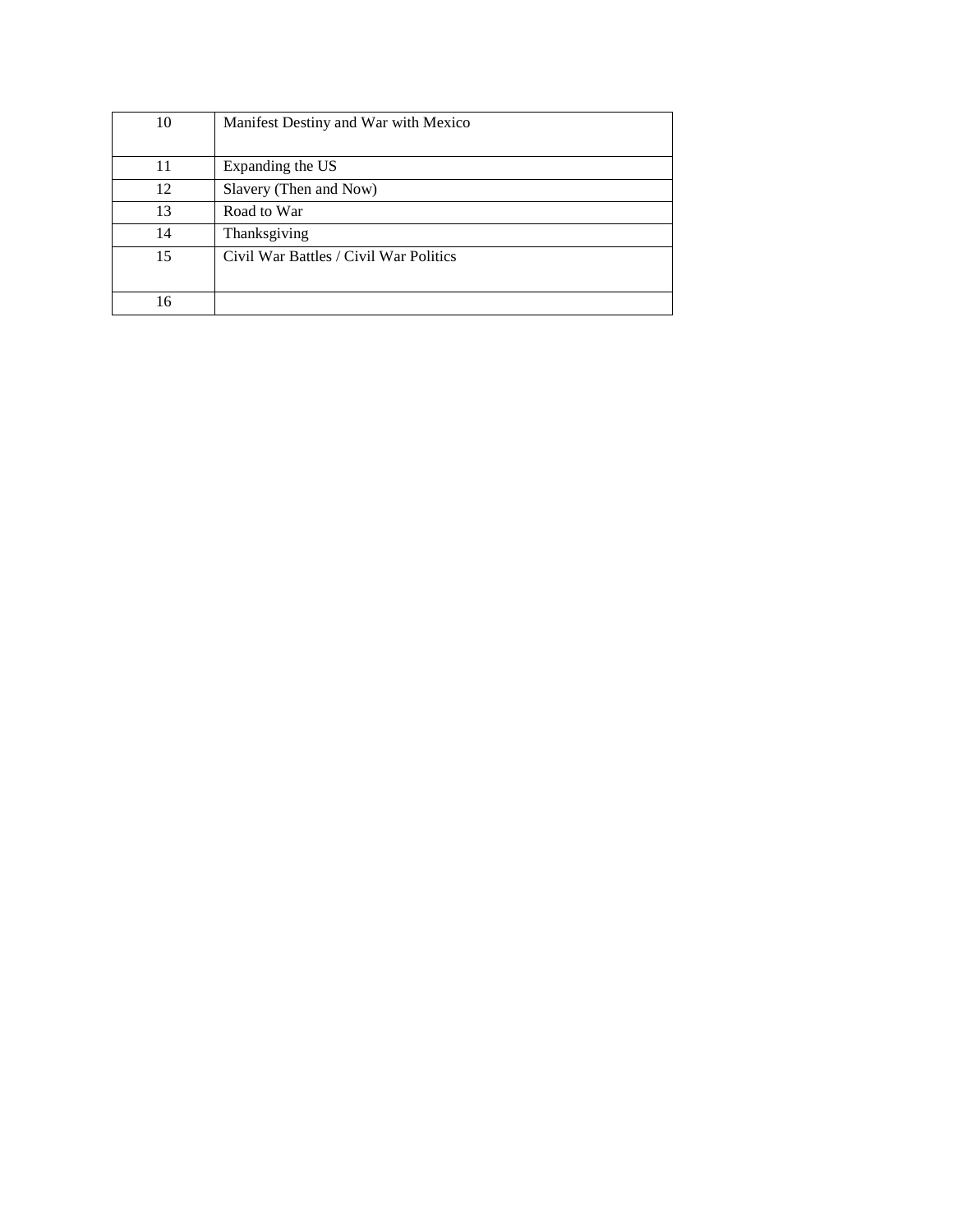| | |
|---|---|
| 10 | Manifest Destiny and War with Mexico |
| 11 | Expanding the US |
| 12 | Slavery (Then and Now) |
| 13 | Road to War |
| 14 | Thanksgiving |
| 15 | Civil War Battles / Civil War Politics |
| 16 | |